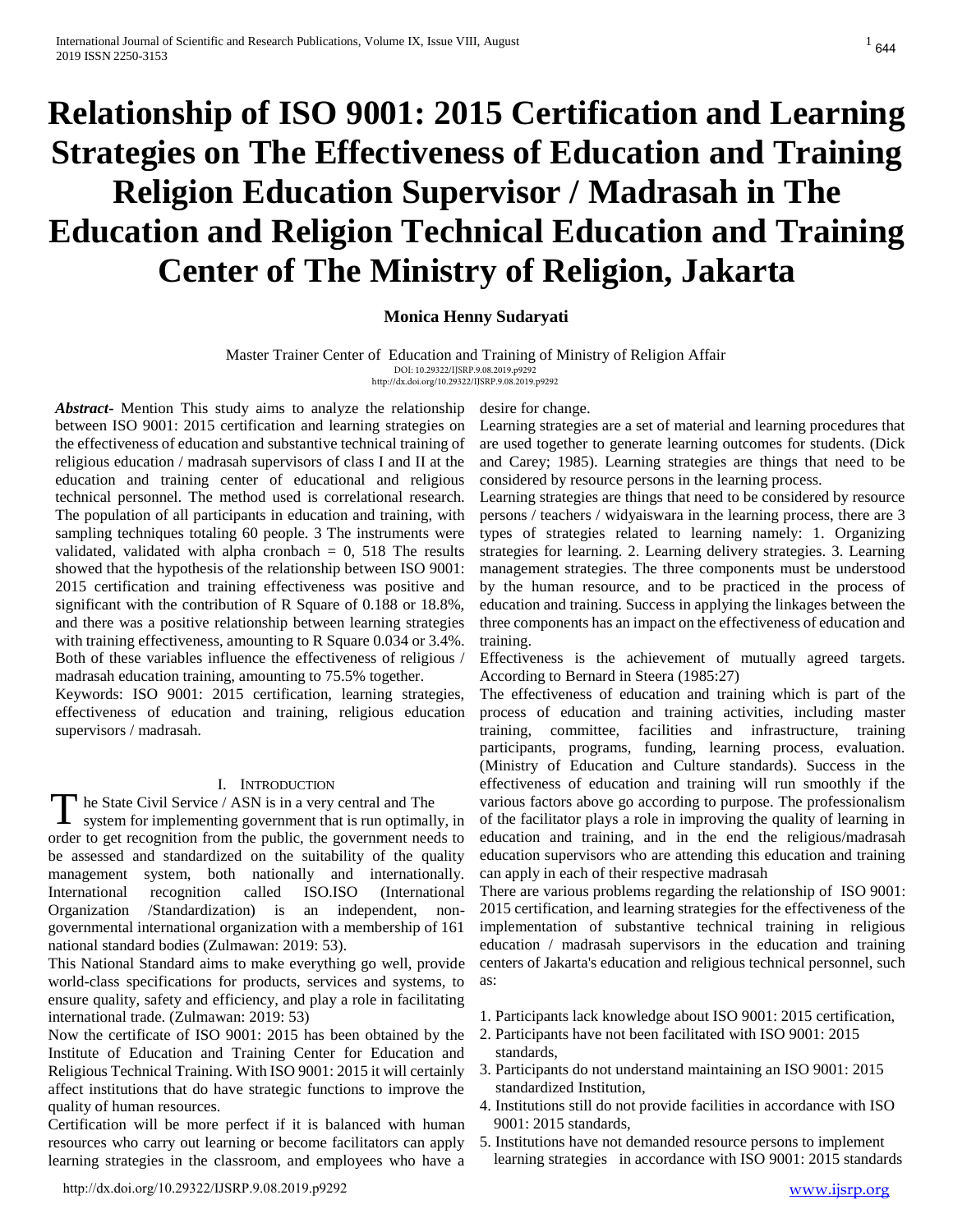# Relationship of ISO 9001: 2015 Certification and Learning Strategies on The Effectiveness of Education and Training Religion Education Supervisor / Madrasah in The Education and Religion Technical Education and Training Center of The Ministry of Religion, Jakarta

**Monica Henny Sudaryati**

Master Trainer Center of Education and Training of Ministry of Religion Affair
DOI: 10.29322/IJSRP.9.08.2019.p9292
http://dx.doi.org/10.29322/IJSRP.9.08.2019.p9292

***Abstract***- Mention This study aims to analyze the relationship between ISO 9001: 2015 certification and learning strategies on the effectiveness of education and substantive technical training of religious education / madrasah supervisors of class I and II at the education and training center of educational and religious technical personnel. The method used is correlational research. The population of all participants in education and training, with sampling techniques totaling 60 people. 3 The instruments were validated, validated with alpha cronbach = 0, 518 The results showed that the hypothesis of the relationship between ISO 9001: 2015 certification and training effectiveness was positive and significant with the contribution of R Square of 0.188 or 18.8%, and there was a positive relationship between learning strategies with training effectiveness, amounting to R Square 0.034 or 3.4%. Both of these variables influence the effectiveness of religious / madrasah education training, amounting to 75.5% together.

Keywords: ISO 9001: 2015 certification, learning strategies, effectiveness of education and training, religious education supervisors / madrasah.

## I. Introduction

The State Civil Service / ASN is in a very central and The system for implementing government that is run optimally, in order to get recognition from the public, the government needs to be assessed and standardized on the suitability of the quality management system, both nationally and internationally. International recognition called ISO.ISO (International Organization /Standardization) is an independent, non-governmental international organization with a membership of 161 national standard bodies (Zulmawan: 2019: 53).

This National Standard aims to make everything go well, provide world-class specifications for products, services and systems, to ensure quality, safety and efficiency, and play a role in facilitating international trade. (Zulmawan: 2019: 53)

Now the certificate of ISO 9001: 2015 has been obtained by the Institute of Education and Training Center for Education and Religious Technical Training. With ISO 9001: 2015 it will certainly affect institutions that do have strategic functions to improve the quality of human resources.

Certification will be more perfect if it is balanced with human resources who carry out learning or become facilitators can apply learning strategies in the classroom, and employees who have a desire for change.

Learning strategies are a set of material and learning procedures that are used together to generate learning outcomes for students. (Dick and Carey; 1985). Learning strategies are things that need to be considered by resource persons in the learning process.

Learning strategies are things that need to be considered by resource persons / teachers / widyaiswara in the learning process, there are 3 types of strategies related to learning namely: 1. Organizing strategies for learning. 2. Learning delivery strategies. 3. Learning management strategies. The three components must be understood by the human resource, and to be practiced in the process of education and training. Success in applying the linkages between the three components has an impact on the effectiveness of education and training.

Effectiveness is the achievement of mutually agreed targets. According to Bernard in Steera (1985:27)

The effectiveness of education and training which is part of the process of education and training activities, including master training, committee, facilities and infrastructure, training participants, programs, funding, learning process, evaluation. (Ministry of Education and Culture standards). Success in the effectiveness of education and training will run smoothly if the various factors above go according to purpose. The professionalism of the facilitator plays a role in improving the quality of learning in education and training, and in the end the religious/madrasah education supervisors who are attending this education and training can apply in each of their respective madrasah

There are various problems regarding the relationship of ISO 9001: 2015 certification, and learning strategies for the effectiveness of the implementation of substantive technical training in religious education / madrasah supervisors in the education and training centers of Jakarta's education and religious technical personnel, such as:

1. Participants lack knowledge about ISO 9001: 2015 certification,
2. Participants have not been facilitated with ISO 9001: 2015 standards,
3. Participants do not understand maintaining an ISO 9001: 2015 standardized Institution,
4. Institutions still do not provide facilities in accordance with ISO 9001: 2015 standards,
5. Institutions have not demanded resource persons to implement learning strategies in accordance with ISO 9001: 2015 standards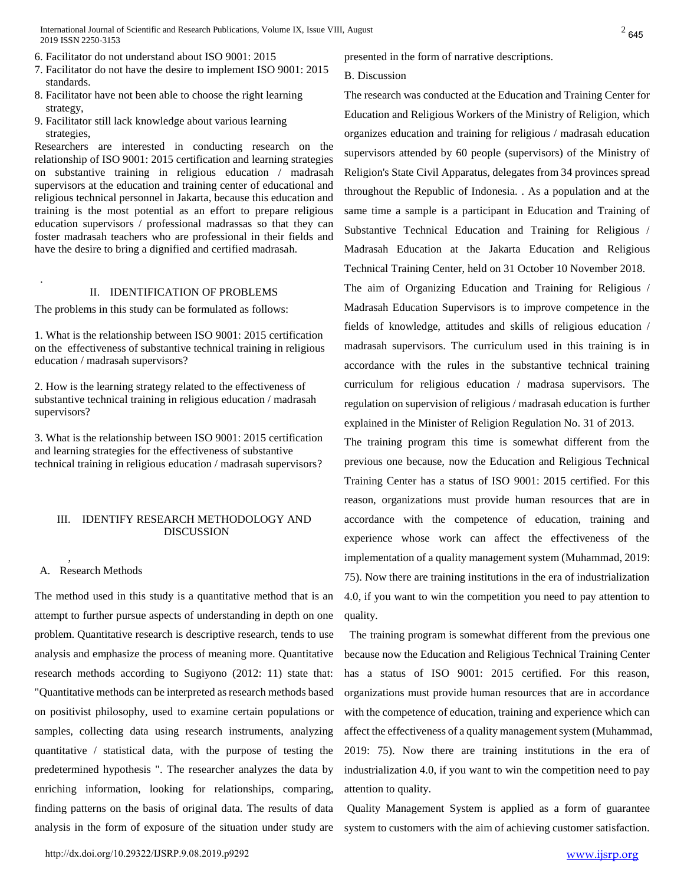6. Facilitator do not understand about ISO 9001: 2015
7. Facilitator do not have the desire to implement ISO 9001: 2015 standards.
8. Facilitator have not been able to choose the right learning strategy,
9. Facilitator still lack knowledge about various learning strategies,

Researchers are interested in conducting research on the relationship of ISO 9001: 2015 certification and learning strategies on substantive training in religious education / madrasah supervisors at the education and training center of educational and religious technical personnel in Jakarta, because this education and training is the most potential as an effort to prepare religious education supervisors / professional madrassas so that they can foster madrasah teachers who are professional in their fields and have the desire to bring a dignified and certified madrasah.

## II. IDENTIFICATION OF PROBLEMS

The problems in this study can be formulated as follows:

1. What is the relationship between ISO 9001: 2015 certification on the effectiveness of substantive technical training in religious education / madrasah supervisors?

2. How is the learning strategy related to the effectiveness of substantive technical training in religious education / madrasah supervisors?

3. What is the relationship between ISO 9001: 2015 certification and learning strategies for the effectiveness of substantive technical training in religious education / madrasah supervisors?

## III. IDENTIFY RESEARCH METHODOLOGY AND DISCUSSION

### A. Research Methods

The method used in this study is a quantitative method that is an attempt to further pursue aspects of understanding in depth on one problem. Quantitative research is descriptive research, tends to use analysis and emphasize the process of meaning more. Quantitative research methods according to Sugiyono (2012: 11) state that: "Quantitative methods can be interpreted as research methods based on positivist philosophy, used to examine certain populations or samples, collecting data using research instruments, analyzing quantitative / statistical data, with the purpose of testing the predetermined hypothesis ". The researcher analyzes the data by enriching information, looking for relationships, comparing, finding patterns on the basis of original data. The results of data analysis in the form of exposure of the situation under study are presented in the form of narrative descriptions.

### B. Discussion

The research was conducted at the Education and Training Center for Education and Religious Workers of the Ministry of Religion, which organizes education and training for religious / madrasah education supervisors attended by 60 people (supervisors) of the Ministry of Religion's State Civil Apparatus, delegates from 34 provinces spread throughout the Republic of Indonesia. . As a population and at the same time a sample is a participant in Education and Training of Substantive Technical Education and Training for Religious / Madrasah Education at the Jakarta Education and Religious Technical Training Center, held on 31 October 10 November 2018.

The aim of Organizing Education and Training for Religious / Madrasah Education Supervisors is to improve competence in the fields of knowledge, attitudes and skills of religious education / madrasah supervisors. The curriculum used in this training is in accordance with the rules in the substantive technical training curriculum for religious education / madrasa supervisors. The regulation on supervision of religious / madrasah education is further explained in the Minister of Religion Regulation No. 31 of 2013.

The training program this time is somewhat different from the previous one because, now the Education and Religious Technical Training Center has a status of ISO 9001: 2015 certified. For this reason, organizations must provide human resources that are in accordance with the competence of education, training and experience whose work can affect the effectiveness of the implementation of a quality management system (Muhammad, 2019: 75). Now there are training institutions in the era of industrialization 4.0, if you want to win the competition you need to pay attention to quality.

The training program is somewhat different from the previous one because now the Education and Religious Technical Training Center has a status of ISO 9001: 2015 certified. For this reason, organizations must provide human resources that are in accordance with the competence of education, training and experience which can affect the effectiveness of a quality management system (Muhammad, 2019: 75). Now there are training institutions in the era of industrialization 4.0, if you want to win the competition need to pay attention to quality.

Quality Management System is applied as a form of guarantee system to customers with the aim of achieving customer satisfaction.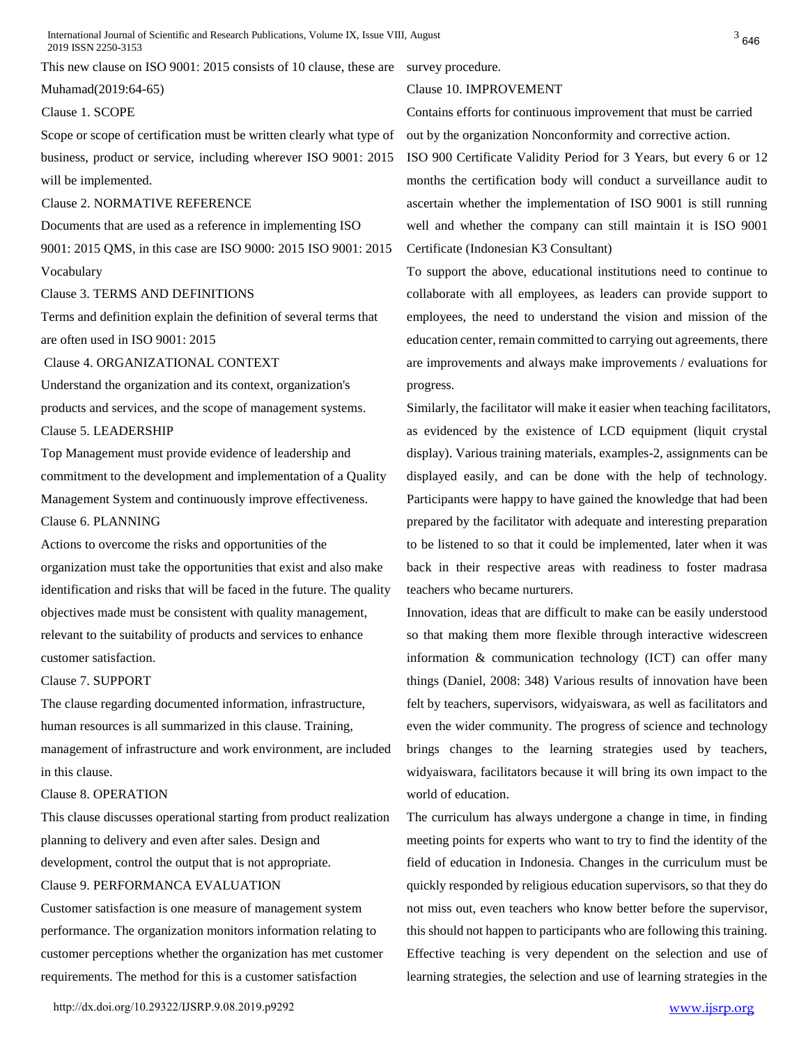This new clause on ISO 9001: 2015 consists of 10 clause, these are Muhamad(2019:64-65)

Clause 1. SCOPE

Scope or scope of certification must be written clearly what type of business, product or service, including wherever ISO 9001: 2015 will be implemented.

Clause 2. NORMATIVE REFERENCE

Documents that are used as a reference in implementing ISO 9001: 2015 QMS, in this case are ISO 9000: 2015 ISO 9001: 2015 Vocabulary

Clause 3. TERMS AND DEFINITIONS

Terms and definition explain the definition of several terms that are often used in ISO 9001: 2015

Clause 4. ORGANIZATIONAL CONTEXT

Understand the organization and its context, organization's products and services, and the scope of management systems.

Clause 5. LEADERSHIP

Top Management must provide evidence of leadership and commitment to the development and implementation of a Quality Management System and continuously improve effectiveness.

Clause 6. PLANNING

Actions to overcome the risks and opportunities of the organization must take the opportunities that exist and also make identification and risks that will be faced in the future. The quality objectives made must be consistent with quality management, relevant to the suitability of products and services to enhance customer satisfaction.

Clause 7. SUPPORT

The clause regarding documented information, infrastructure, human resources is all summarized in this clause. Training, management of infrastructure and work environment, are included in this clause.

Clause 8. OPERATION

This clause discusses operational starting from product realization planning to delivery and even after sales. Design and development, control the output that is not appropriate.

Clause 9. PERFORMANCA EVALUATION

Customer satisfaction is one measure of management system performance. The organization monitors information relating to customer perceptions whether the organization has met customer requirements. The method for this is a customer satisfaction survey procedure.

Clause 10. IMPROVEMENT

Contains efforts for continuous improvement that must be carried out by the organization Nonconformity and corrective action.

ISO 900 Certificate Validity Period for 3 Years, but every 6 or 12 months the certification body will conduct a surveillance audit to ascertain whether the implementation of ISO 9001 is still running well and whether the company can still maintain it is ISO 9001 Certificate (Indonesian K3 Consultant)

To support the above, educational institutions need to continue to collaborate with all employees, as leaders can provide support to employees, the need to understand the vision and mission of the education center, remain committed to carrying out agreements, there are improvements and always make improvements / evaluations for progress.

Similarly, the facilitator will make it easier when teaching facilitators, as evidenced by the existence of LCD equipment (liquit crystal display). Various training materials, examples-2, assignments can be displayed easily, and can be done with the help of technology. Participants were happy to have gained the knowledge that had been prepared by the facilitator with adequate and interesting preparation to be listened to so that it could be implemented, later when it was back in their respective areas with readiness to foster madrasa teachers who became nurturers.

Innovation, ideas that are difficult to make can be easily understood so that making them more flexible through interactive widescreen information & communication technology (ICT) can offer many things (Daniel, 2008: 348) Various results of innovation have been felt by teachers, supervisors, widyaiswara, as well as facilitators and even the wider community. The progress of science and technology brings changes to the learning strategies used by teachers, widyaiswara, facilitators because it will bring its own impact to the world of education.

The curriculum has always undergone a change in time, in finding meeting points for experts who want to try to find the identity of the field of education in Indonesia. Changes in the curriculum must be quickly responded by religious education supervisors, so that they do not miss out, even teachers who know better before the supervisor, this should not happen to participants who are following this training. Effective teaching is very dependent on the selection and use of learning strategies, the selection and use of learning strategies in the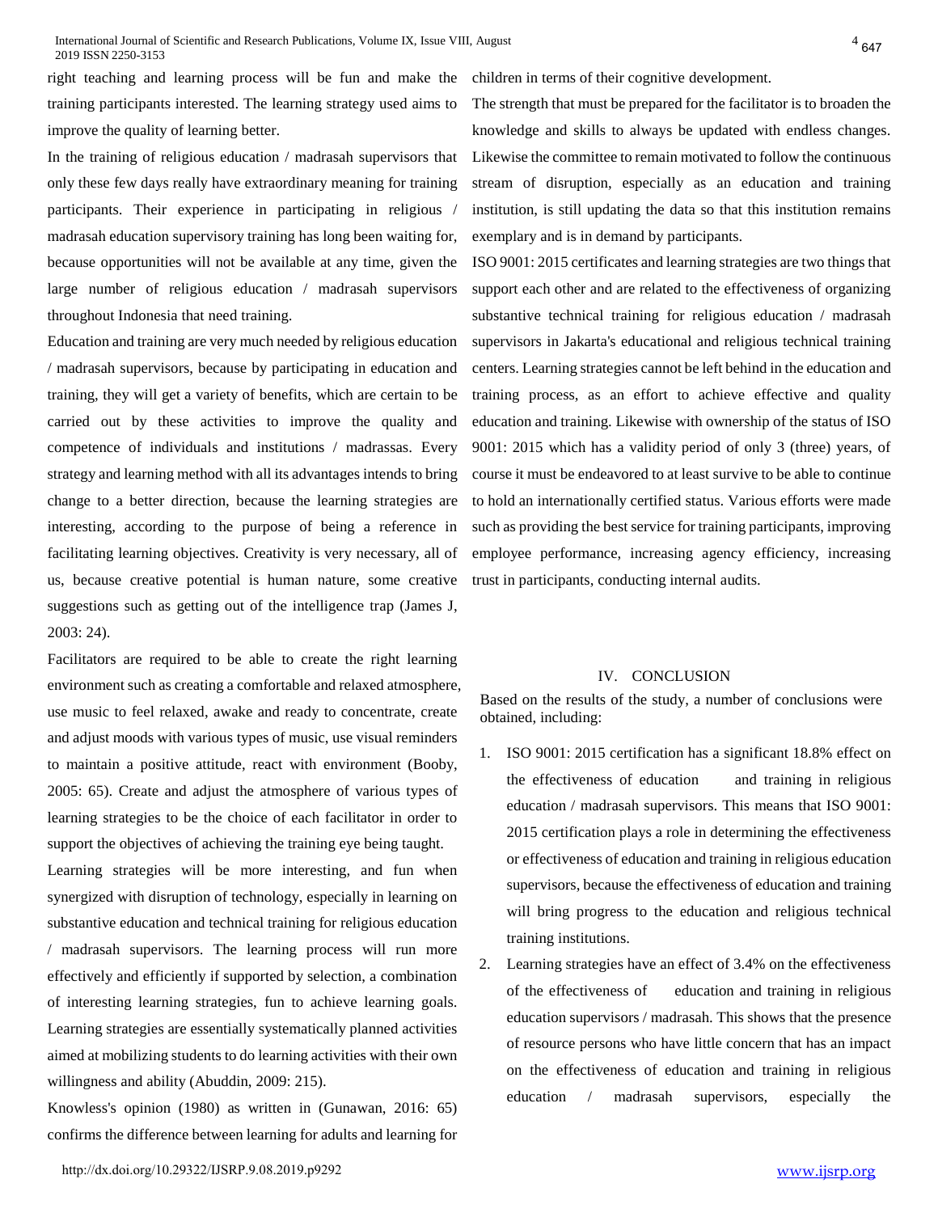right teaching and learning process will be fun and make the training participants interested. The learning strategy used aims to improve the quality of learning better.

In the training of religious education / madrasah supervisors that only these few days really have extraordinary meaning for training participants. Their experience in participating in religious / madrasah education supervisory training has long been waiting for, because opportunities will not be available at any time, given the large number of religious education / madrasah supervisors throughout Indonesia that need training.

Education and training are very much needed by religious education / madrasah supervisors, because by participating in education and training, they will get a variety of benefits, which are certain to be carried out by these activities to improve the quality and competence of individuals and institutions / madrassas. Every strategy and learning method with all its advantages intends to bring change to a better direction, because the learning strategies are interesting, according to the purpose of being a reference in facilitating learning objectives. Creativity is very necessary, all of us, because creative potential is human nature, some creative suggestions such as getting out of the intelligence trap (James J, 2003: 24).

Facilitators are required to be able to create the right learning environment such as creating a comfortable and relaxed atmosphere, use music to feel relaxed, awake and ready to concentrate, create and adjust moods with various types of music, use visual reminders to maintain a positive attitude, react with environment (Booby, 2005: 65). Create and adjust the atmosphere of various types of learning strategies to be the choice of each facilitator in order to support the objectives of achieving the training eye being taught.

Learning strategies will be more interesting, and fun when synergized with disruption of technology, especially in learning on substantive education and technical training for religious education / madrasah supervisors. The learning process will run more effectively and efficiently if supported by selection, a combination of interesting learning strategies, fun to achieve learning goals. Learning strategies are essentially systematically planned activities aimed at mobilizing students to do learning activities with their own willingness and ability (Abuddin, 2009: 215).

Knowless's opinion (1980) as written in (Gunawan, 2016: 65) confirms the difference between learning for adults and learning for children in terms of their cognitive development.

The strength that must be prepared for the facilitator is to broaden the knowledge and skills to always be updated with endless changes. Likewise the committee to remain motivated to follow the continuous stream of disruption, especially as an education and training institution, is still updating the data so that this institution remains exemplary and is in demand by participants.

ISO 9001: 2015 certificates and learning strategies are two things that support each other and are related to the effectiveness of organizing substantive technical training for religious education / madrasah supervisors in Jakarta's educational and religious technical training centers. Learning strategies cannot be left behind in the education and training process, as an effort to achieve effective and quality education and training. Likewise with ownership of the status of ISO 9001: 2015 which has a validity period of only 3 (three) years, of course it must be endeavored to at least survive to be able to continue to hold an internationally certified status. Various efforts were made such as providing the best service for training participants, improving employee performance, increasing agency efficiency, increasing trust in participants, conducting internal audits.

## IV. CONCLUSION

Based on the results of the study, a number of conclusions were obtained, including:

1. ISO 9001: 2015 certification has a significant 18.8% effect on the effectiveness of education and training in religious education / madrasah supervisors. This means that ISO 9001: 2015 certification plays a role in determining the effectiveness or effectiveness of education and training in religious education supervisors, because the effectiveness of education and training will bring progress to the education and religious technical training institutions.
2. Learning strategies have an effect of 3.4% on the effectiveness of the effectiveness of education and training in religious education supervisors / madrasah. This shows that the presence of resource persons who have little concern that has an impact on the effectiveness of education and training in religious education / madrasah supervisors, especially the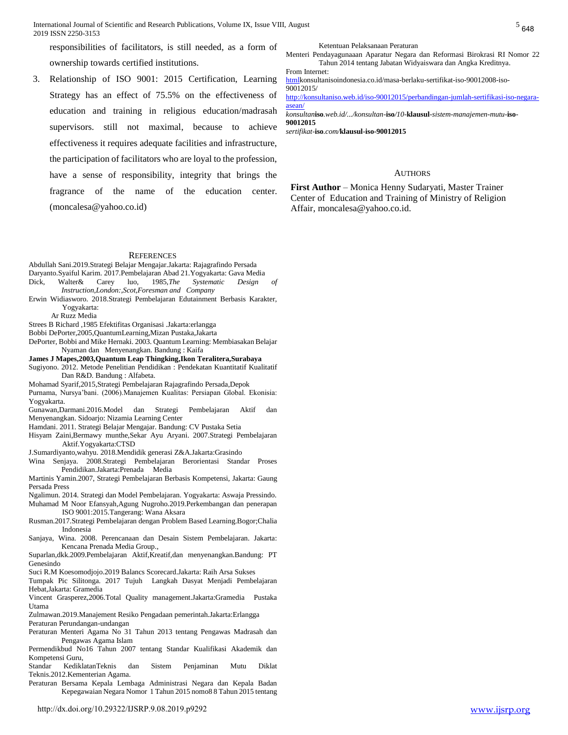responsibilities of facilitators, is still needed, as a form of ownership towards certified institutions.

3. Relationship of ISO 9001: 2015 Certification, Learning Strategy has an effect of 75.5% on the effectiveness of education and training in religious education/madrasah supervisors. still not maximal, because to achieve effectiveness it requires adequate facilities and infrastructure, the participation of facilitators who are loyal to the profession, have a sense of responsibility, integrity that brings the fragrance of the name of the education center. (moncalesa@yahoo.co.id)

## References

Abdullah Sani.2019.Strategi Belajar Mengajar.Jakarta: Rajagrafindo Persada

Daryanto.Syaiful Karim. 2017.Pembelajaran Abad 21.Yogyakarta: Gava Media

Dick, Walter& Carey luo, 1985,*The Systematic Design of Instruction,London:,Scot,Foresman and Company*

Erwin Widiasworo. 2018.Strategi Pembelajaran Edutainment Berbasis Karakter, Yogyakarta: Ar Ruzz Media

Strees B Richard ,1985 Efektifitas Organisasi .Jakarta:erlangga

Bobbi DePorter,2005,QuantumLearning,Mizan Pustaka,Jakarta

DePorter, Bobbi and Mike Hernaki. 2003. Quantum Learning: Membiasakan Belajar Nyaman dan Menyenangkan. Bandung : Kaifa

**James J Mapes,2003,Quantum Leap Thingking,Ikon Teralitera,Surabaya**

Sugiyono. 2012. Metode Penelitian Pendidikan : Pendekatan Kuantitatif Kualitatif Dan R&D. Bandung : Alfabeta.

Mohamad Syarif,2015,Strategi Pembelajaran Rajagrafindo Persada,Depok

Purnama, Nursya'bani. (2006).Manajemen Kualitas: Persiapan Global. Ekonisia: Yogyakarta.

Gunawan,Darmani.2016.Model dan Strategi Pembelajaran Aktif dan Menyenangkan. Sidoarjo: Nizamia Learning Center

Hamdani. 2011. Strategi Belajar Mengajar. Bandung: CV Pustaka Setia

Hisyam Zaini,Bermawy munthe,Sekar Ayu Aryani. 2007.Strategi Pembelajaran Aktif.Yogyakarta:CTSD

J.Sumardiyanto,wahyu. 2018.Mendidik generasi Z&A.Jakarta:Grasindo

Wina Senjaya. 2008.Strategi Pembelajaran Berorientasi Standar Proses Pendidikan.Jakarta:Prenada Media

Martinis Yamin.2007, Strategi Pembelajaran Berbasis Kompetensi, Jakarta: Gaung Persada Press

Ngalimun. 2014. Strategi dan Model Pembelajaran. Yogyakarta: Aswaja Pressindo.

Muhamad M Noor Efansyah,Agung Nugroho.2019.Perkembangan dan penerapan ISO 9001:2015.Tangerang: Wana Aksara

Rusman.2017.Strategi Pembelajaran dengan Problem Based Learning.Bogor;Chalia Indonesia

Sanjaya, Wina. 2008. Perencanaan dan Desain Sistem Pembelajaran. Jakarta: Kencana Prenada Media Group.,

Suparlan,dkk.2009.Pembelajaran Aktif,Kreatif,dan menyenangkan.Bandung: PT Genesindo

Suci R.M Koesomodjojo.2019 Balancs Scorecard.Jakarta: Raih Arsa Sukses

Tumpak Pic Silitonga. 2017 Tujuh Langkah Dasyat Menjadi Pembelajaran Hebat,Jakarta: Gramedia

Vincent Grasperez,2006.Total Quality management.Jakarta:Gramedia Pustaka Utama

Zulmawan.2019.Manajement Resiko Pengadaan pemerintah.Jakarta:Erlangga

Peraturan Perundangan-undangan

Peraturan Menteri Agama No 31 Tahun 2013 tentang Pengawas Madrasah dan Pengawas Agama Islam

Permendikbud No16 Tahun 2007 tentang Standar Kualifikasi Akademik dan Kompetensi Guru,

Standar KediklatanTeknis dan Sistem Penjaminan Mutu Diklat Teknis.2012.Kementerian Agama.

Peraturan Bersama Kepala Lembaga Administrasi Negara dan Kepala Badan Kepegawaian Negara Nomor 1 Tahun 2015 nomo8 8 Tahun 2015 tentang Ketentuan Pelaksanaan Peraturan

Menteri Pendayagunaaan Aparatur Negara dan Reformasi Birokrasi RI Nomor 22 Tahun 2014 tentang Jabatan Widyaiswara dan Angka Kreditnya.

From Internet:

htmlkonsultanisoindonesia.co.id/masa-berlaku-sertifikat-iso-90012008-iso-90012015/

http://konsultaniso.web.id/iso-90012015/perbandingan-jumlah-sertifikasi-iso-negara-asean/

*konsultan***iso***.web.id/.../konsultan-***iso***/10-***klausul***-sistem-manajemen-mutu-***iso***-***90012015**

*sertifikat-***iso***.com/***klausul-iso-90012015**

## Authors

**First Author** – Monica Henny Sudaryati, Master Trainer Center of Education and Training of Ministry of Religion Affair, moncalesa@yahoo.co.id.